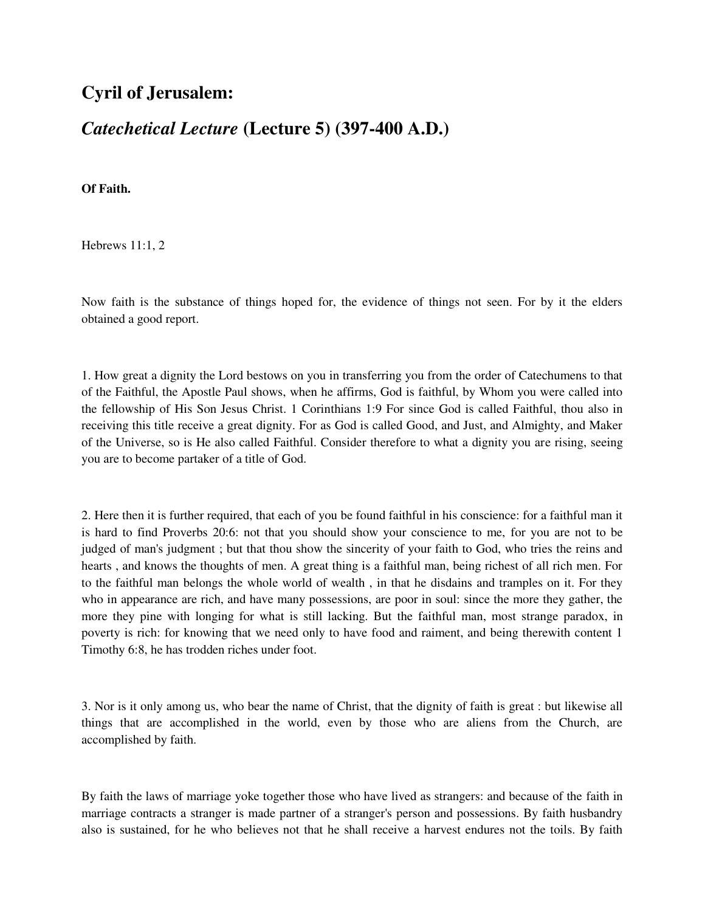## Cyril of Jerusalem:

## *Catechetical Lecture* (Lecture 5) (397-400 A.D.)

**Of Faith.**

Hebrews 11:1, 2

Now faith is the substance of things hoped for, the evidence of things not seen. For by it the elders obtained a good report.

1. How great a dignity the Lord bestows on you in transferring you from the order of Catechumens to that of the Faithful, the Apostle Paul shows, when he affirms, God is faithful, by Whom you were called into the fellowship of His Son Jesus Christ. 1 Corinthians 1:9 For since God is called Faithful, thou also in receiving this title receive a great dignity. For as God is called Good, and Just, and Almighty, and Maker of the Universe, so is He also called Faithful. Consider therefore to what a dignity you are rising, seeing you are to become partaker of a title of God.

2. Here then it is further required, that each of you be found faithful in his conscience: for a faithful man it is hard to find Proverbs 20:6: not that you should show your conscience to me, for you are not to be judged of man's judgment ; but that thou show the sincerity of your faith to God, who tries the reins and hearts , and knows the thoughts of men. A great thing is a faithful man, being richest of all rich men. For to the faithful man belongs the whole world of wealth , in that he disdains and tramples on it. For they who in appearance are rich, and have many possessions, are poor in soul: since the more they gather, the more they pine with longing for what is still lacking. But the faithful man, most strange paradox, in poverty is rich: for knowing that we need only to have food and raiment, and being therewith content 1 Timothy 6:8, he has trodden riches under foot.

3. Nor is it only among us, who bear the name of Christ, that the dignity of faith is great : but likewise all things that are accomplished in the world, even by those who are aliens from the Church, are accomplished by faith.

By faith the laws of marriage yoke together those who have lived as strangers: and because of the faith in marriage contracts a stranger is made partner of a stranger's person and possessions. By faith husbandry also is sustained, for he who believes not that he shall receive a harvest endures not the toils. By faith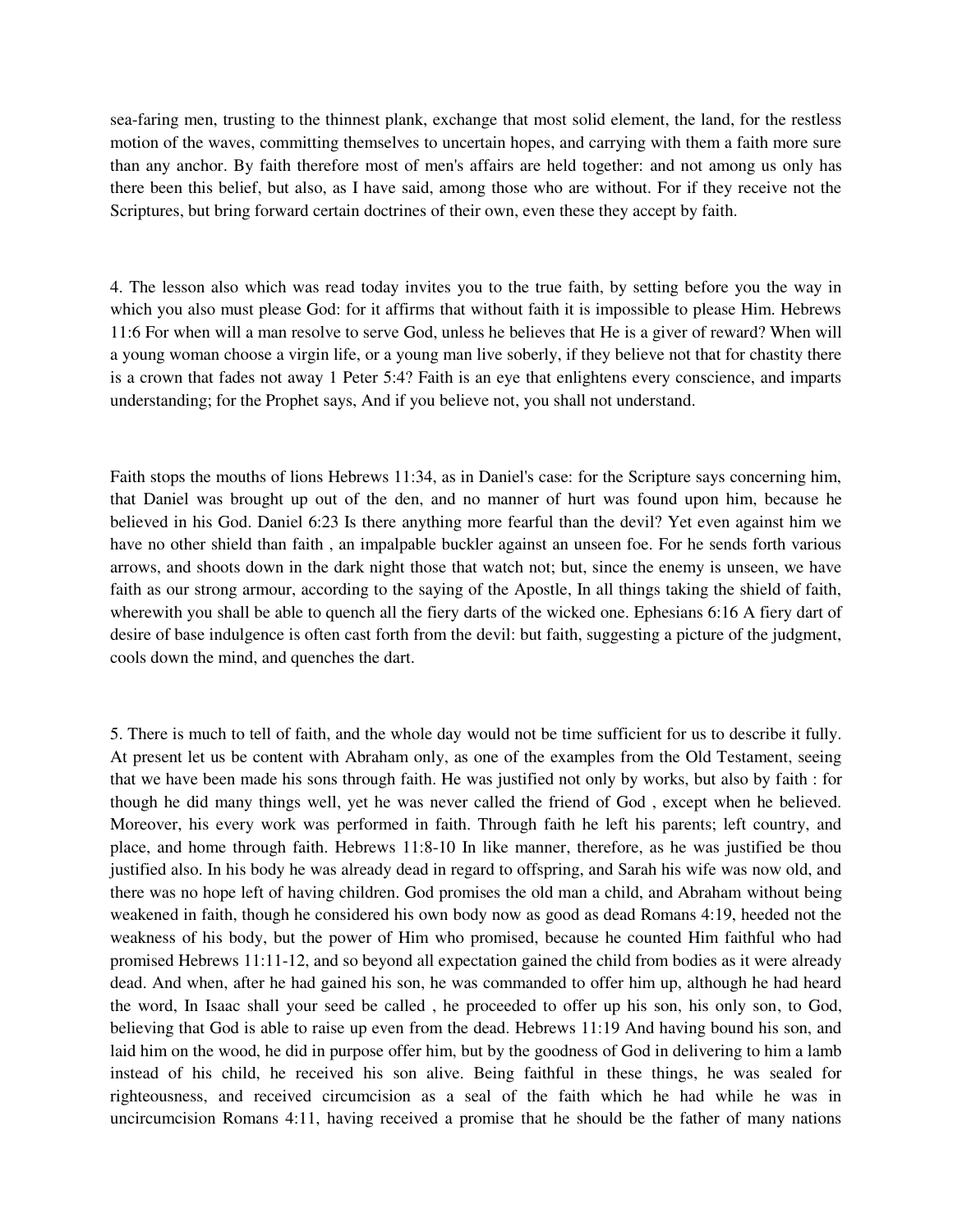sea-faring men, trusting to the thinnest plank, exchange that most solid element, the land, for the restless motion of the waves, committing themselves to uncertain hopes, and carrying with them a faith more sure than any anchor. By faith therefore most of men's affairs are held together: and not among us only has there been this belief, but also, as I have said, among those who are without. For if they receive not the Scriptures, but bring forward certain doctrines of their own, even these they accept by faith.

4. The lesson also which was read today invites you to the true faith, by setting before you the way in which you also must please God: for it affirms that without faith it is impossible to please Him. Hebrews 11:6 For when will a man resolve to serve God, unless he believes that He is a giver of reward? When will a young woman choose a virgin life, or a young man live soberly, if they believe not that for chastity there is a crown that fades not away 1 Peter 5:4? Faith is an eye that enlightens every conscience, and imparts understanding; for the Prophet says, And if you believe not, you shall not understand.

Faith stops the mouths of lions Hebrews 11:34, as in Daniel's case: for the Scripture says concerning him, that Daniel was brought up out of the den, and no manner of hurt was found upon him, because he believed in his God. Daniel 6:23 Is there anything more fearful than the devil? Yet even against him we have no other shield than faith , an impalpable buckler against an unseen foe. For he sends forth various arrows, and shoots down in the dark night those that watch not; but, since the enemy is unseen, we have faith as our strong armour, according to the saying of the Apostle, In all things taking the shield of faith, wherewith you shall be able to quench all the fiery darts of the wicked one. Ephesians 6:16 A fiery dart of desire of base indulgence is often cast forth from the devil: but faith, suggesting a picture of the judgment, cools down the mind, and quenches the dart.

5. There is much to tell of faith, and the whole day would not be time sufficient for us to describe it fully. At present let us be content with Abraham only, as one of the examples from the Old Testament, seeing that we have been made his sons through faith. He was justified not only by works, but also by faith : for though he did many things well, yet he was never called the friend of God , except when he believed. Moreover, his every work was performed in faith. Through faith he left his parents; left country, and place, and home through faith. Hebrews 11:8-10 In like manner, therefore, as he was justified be thou justified also. In his body he was already dead in regard to offspring, and Sarah his wife was now old, and there was no hope left of having children. God promises the old man a child, and Abraham without being weakened in faith, though he considered his own body now as good as dead Romans 4:19, heeded not the weakness of his body, but the power of Him who promised, because he counted Him faithful who had promised Hebrews 11:11-12, and so beyond all expectation gained the child from bodies as it were already dead. And when, after he had gained his son, he was commanded to offer him up, although he had heard the word, In Isaac shall your seed be called , he proceeded to offer up his son, his only son, to God, believing that God is able to raise up even from the dead. Hebrews 11:19 And having bound his son, and laid him on the wood, he did in purpose offer him, but by the goodness of God in delivering to him a lamb instead of his child, he received his son alive. Being faithful in these things, he was sealed for righteousness, and received circumcision as a seal of the faith which he had while he was in uncircumcision Romans 4:11, having received a promise that he should be the father of many nations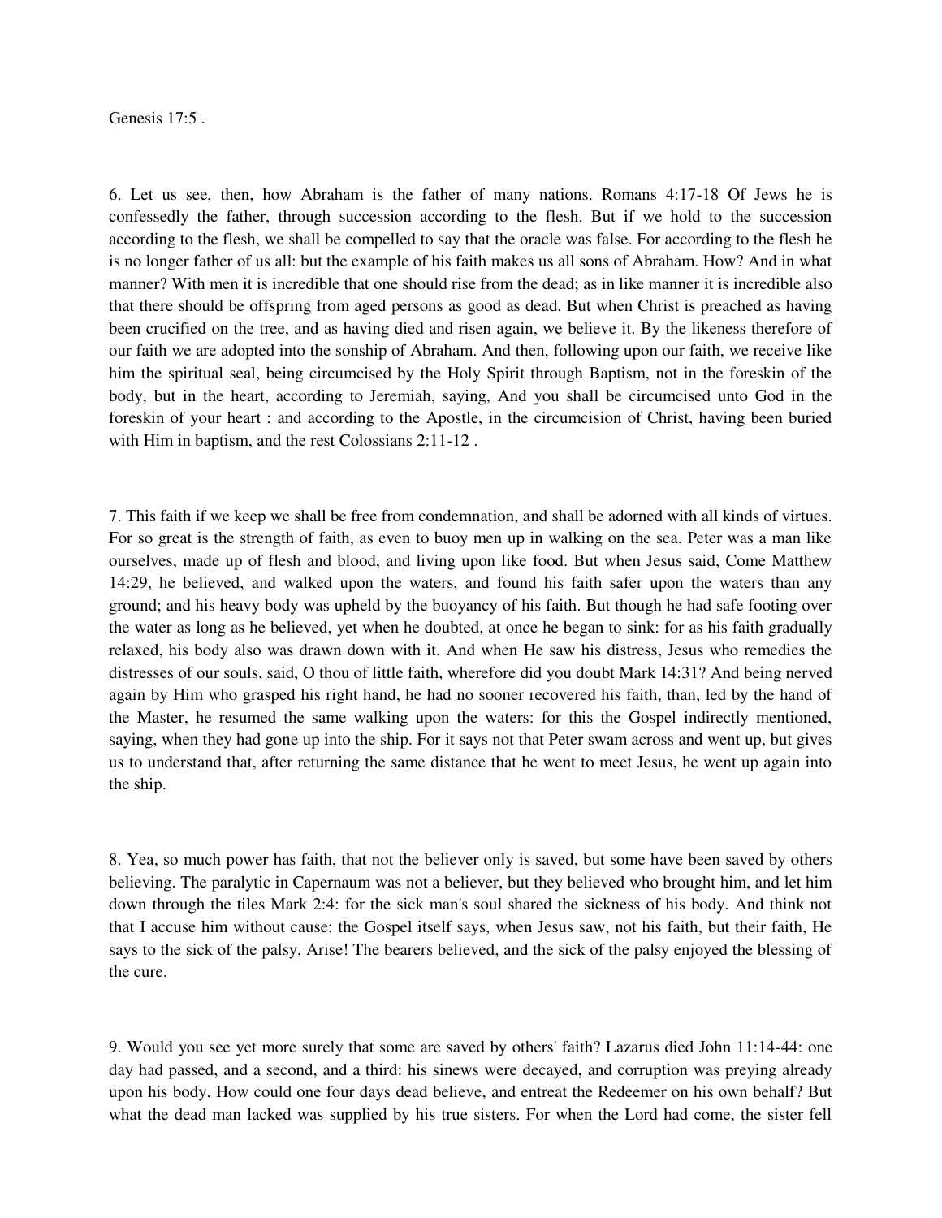Genesis 17:5 .

6. Let us see, then, how Abraham is the father of many nations. Romans 4:17-18 Of Jews he is confessedly the father, through succession according to the flesh. But if we hold to the succession according to the flesh, we shall be compelled to say that the oracle was false. For according to the flesh he is no longer father of us all: but the example of his faith makes us all sons of Abraham. How? And in what manner? With men it is incredible that one should rise from the dead; as in like manner it is incredible also that there should be offspring from aged persons as good as dead. But when Christ is preached as having been crucified on the tree, and as having died and risen again, we believe it. By the likeness therefore of our faith we are adopted into the sonship of Abraham. And then, following upon our faith, we receive like him the spiritual seal, being circumcised by the Holy Spirit through Baptism, not in the foreskin of the body, but in the heart, according to Jeremiah, saying, And you shall be circumcised unto God in the foreskin of your heart : and according to the Apostle, in the circumcision of Christ, having been buried with Him in baptism, and the rest Colossians 2:11-12 .

7. This faith if we keep we shall be free from condemnation, and shall be adorned with all kinds of virtues. For so great is the strength of faith, as even to buoy men up in walking on the sea. Peter was a man like ourselves, made up of flesh and blood, and living upon like food. But when Jesus said, Come Matthew 14:29, he believed, and walked upon the waters, and found his faith safer upon the waters than any ground; and his heavy body was upheld by the buoyancy of his faith. But though he had safe footing over the water as long as he believed, yet when he doubted, at once he began to sink: for as his faith gradually relaxed, his body also was drawn down with it. And when He saw his distress, Jesus who remedies the distresses of our souls, said, O thou of little faith, wherefore did you doubt Mark 14:31? And being nerved again by Him who grasped his right hand, he had no sooner recovered his faith, than, led by the hand of the Master, he resumed the same walking upon the waters: for this the Gospel indirectly mentioned, saying, when they had gone up into the ship. For it says not that Peter swam across and went up, but gives us to understand that, after returning the same distance that he went to meet Jesus, he went up again into the ship.

8. Yea, so much power has faith, that not the believer only is saved, but some have been saved by others believing. The paralytic in Capernaum was not a believer, but they believed who brought him, and let him down through the tiles Mark 2:4: for the sick man's soul shared the sickness of his body. And think not that I accuse him without cause: the Gospel itself says, when Jesus saw, not his faith, but their faith, He says to the sick of the palsy, Arise! The bearers believed, and the sick of the palsy enjoyed the blessing of the cure.

9. Would you see yet more surely that some are saved by others' faith? Lazarus died John 11:14-44: one day had passed, and a second, and a third: his sinews were decayed, and corruption was preying already upon his body. How could one four days dead believe, and entreat the Redeemer on his own behalf? But what the dead man lacked was supplied by his true sisters. For when the Lord had come, the sister fell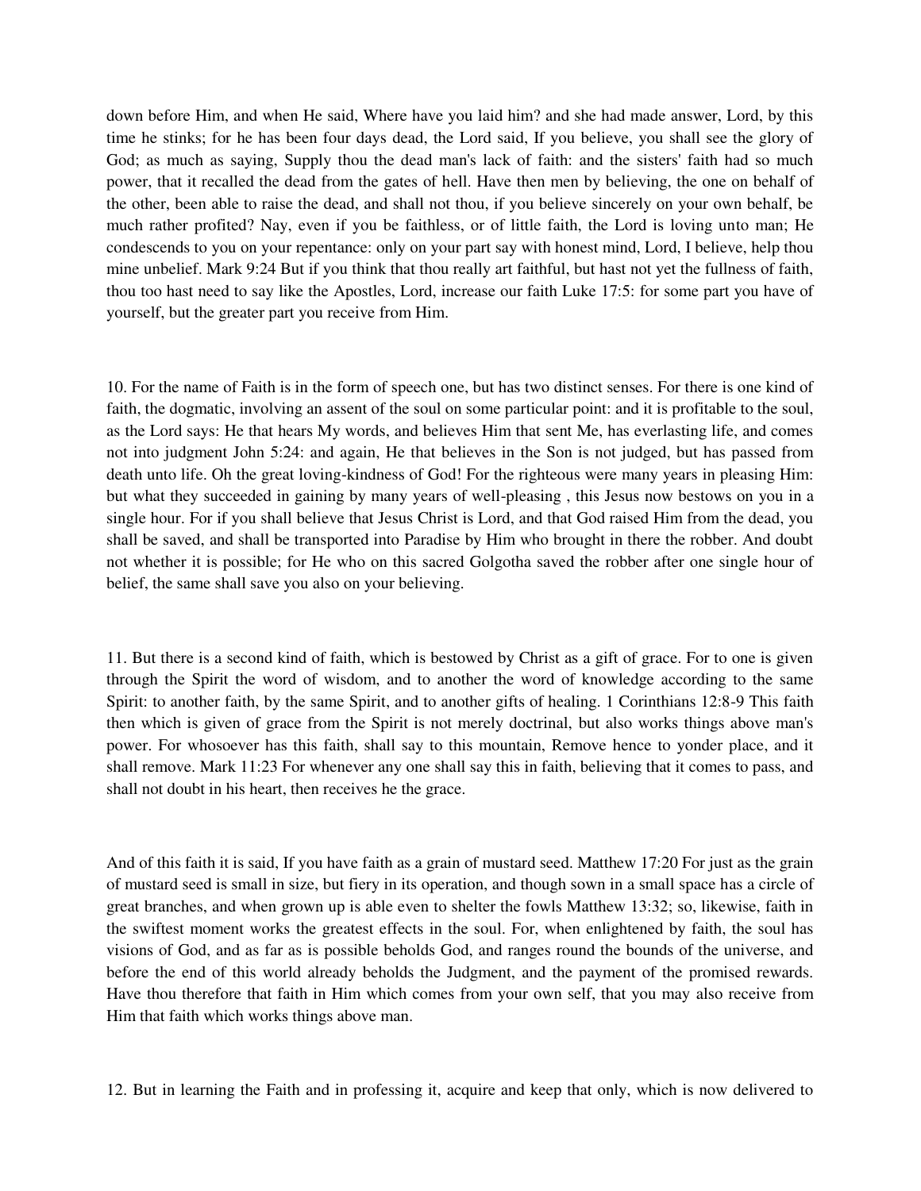down before Him, and when He said, Where have you laid him? and she had made answer, Lord, by this time he stinks; for he has been four days dead, the Lord said, If you believe, you shall see the glory of God; as much as saying, Supply thou the dead man's lack of faith: and the sisters' faith had so much power, that it recalled the dead from the gates of hell. Have then men by believing, the one on behalf of the other, been able to raise the dead, and shall not thou, if you believe sincerely on your own behalf, be much rather profited? Nay, even if you be faithless, or of little faith, the Lord is loving unto man; He condescends to you on your repentance: only on your part say with honest mind, Lord, I believe, help thou mine unbelief. Mark 9:24 But if you think that thou really art faithful, but hast not yet the fullness of faith, thou too hast need to say like the Apostles, Lord, increase our faith Luke 17:5: for some part you have of yourself, but the greater part you receive from Him.

10. For the name of Faith is in the form of speech one, but has two distinct senses. For there is one kind of faith, the dogmatic, involving an assent of the soul on some particular point: and it is profitable to the soul, as the Lord says: He that hears My words, and believes Him that sent Me, has everlasting life, and comes not into judgment John 5:24: and again, He that believes in the Son is not judged, but has passed from death unto life. Oh the great loving-kindness of God! For the righteous were many years in pleasing Him: but what they succeeded in gaining by many years of well-pleasing , this Jesus now bestows on you in a single hour. For if you shall believe that Jesus Christ is Lord, and that God raised Him from the dead, you shall be saved, and shall be transported into Paradise by Him who brought in there the robber. And doubt not whether it is possible; for He who on this sacred Golgotha saved the robber after one single hour of belief, the same shall save you also on your believing.

11. But there is a second kind of faith, which is bestowed by Christ as a gift of grace. For to one is given through the Spirit the word of wisdom, and to another the word of knowledge according to the same Spirit: to another faith, by the same Spirit, and to another gifts of healing. 1 Corinthians 12:8-9 This faith then which is given of grace from the Spirit is not merely doctrinal, but also works things above man's power. For whosoever has this faith, shall say to this mountain, Remove hence to yonder place, and it shall remove. Mark 11:23 For whenever any one shall say this in faith, believing that it comes to pass, and shall not doubt in his heart, then receives he the grace.

And of this faith it is said, If you have faith as a grain of mustard seed. Matthew 17:20 For just as the grain of mustard seed is small in size, but fiery in its operation, and though sown in a small space has a circle of great branches, and when grown up is able even to shelter the fowls Matthew 13:32; so, likewise, faith in the swiftest moment works the greatest effects in the soul. For, when enlightened by faith, the soul has visions of God, and as far as is possible beholds God, and ranges round the bounds of the universe, and before the end of this world already beholds the Judgment, and the payment of the promised rewards. Have thou therefore that faith in Him which comes from your own self, that you may also receive from Him that faith which works things above man.

12. But in learning the Faith and in professing it, acquire and keep that only, which is now delivered to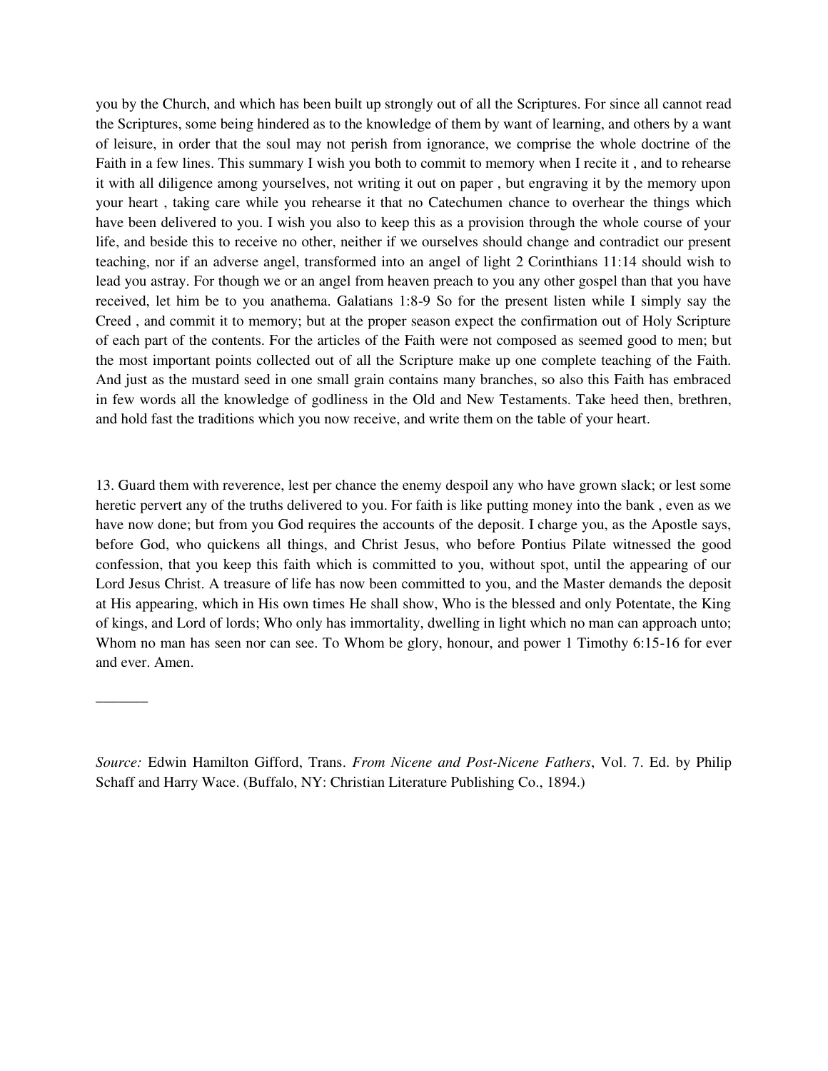you by the Church, and which has been built up strongly out of all the Scriptures. For since all cannot read the Scriptures, some being hindered as to the knowledge of them by want of learning, and others by a want of leisure, in order that the soul may not perish from ignorance, we comprise the whole doctrine of the Faith in a few lines. This summary I wish you both to commit to memory when I recite it , and to rehearse it with all diligence among yourselves, not writing it out on paper , but engraving it by the memory upon your heart , taking care while you rehearse it that no Catechumen chance to overhear the things which have been delivered to you. I wish you also to keep this as a provision through the whole course of your life, and beside this to receive no other, neither if we ourselves should change and contradict our present teaching, nor if an adverse angel, transformed into an angel of light 2 Corinthians 11:14 should wish to lead you astray. For though we or an angel from heaven preach to you any other gospel than that you have received, let him be to you anathema. Galatians 1:8-9 So for the present listen while I simply say the Creed , and commit it to memory; but at the proper season expect the confirmation out of Holy Scripture of each part of the contents. For the articles of the Faith were not composed as seemed good to men; but the most important points collected out of all the Scripture make up one complete teaching of the Faith. And just as the mustard seed in one small grain contains many branches, so also this Faith has embraced in few words all the knowledge of godliness in the Old and New Testaments. Take heed then, brethren, and hold fast the traditions which you now receive, and write them on the table of your heart.

13. Guard them with reverence, lest per chance the enemy despoil any who have grown slack; or lest some heretic pervert any of the truths delivered to you. For faith is like putting money into the bank , even as we have now done; but from you God requires the accounts of the deposit. I charge you, as the Apostle says, before God, who quickens all things, and Christ Jesus, who before Pontius Pilate witnessed the good confession, that you keep this faith which is committed to you, without spot, until the appearing of our Lord Jesus Christ. A treasure of life has now been committed to you, and the Master demands the deposit at His appearing, which in His own times He shall show, Who is the blessed and only Potentate, the King of kings, and Lord of lords; Who only has immortality, dwelling in light which no man can approach unto; Whom no man has seen nor can see. To Whom be glory, honour, and power 1 Timothy 6:15-16 for ever and ever. Amen.

_______

*Source:* Edwin Hamilton Gifford, Trans. *From Nicene and Post-Nicene Fathers*, Vol. 7. Ed. by Philip Schaff and Harry Wace. (Buffalo, NY: Christian Literature Publishing Co., 1894.)